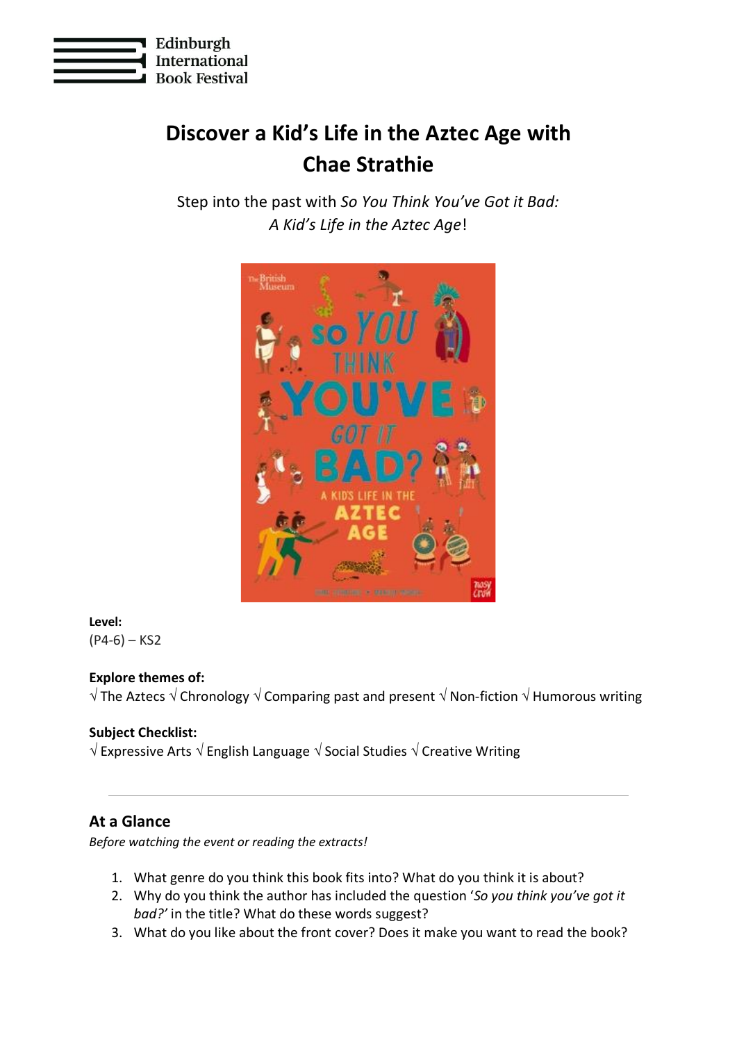Edinburgh International Book Festival

# Discover a Kid's Life in the Aztec Age with Chae Strathie

Step into the past with *So You Think You've Got it Bad: A Kid's Life in the Aztec Age*!

**Level:**
(P4-6) – KS2

**Explore themes of:**
√ The Aztecs √ Chronology √ Comparing past and present √ Non-fiction √ Humorous writing

**Subject Checklist:**
√ Expressive Arts √ English Language √ Social Studies √ Creative Writing

---

## At a Glance

*Before watching the event or reading the extracts!*

1. What genre do you think this book fits into? What do you think it is about?
2. Why do you think the author has included the question '*So you think you've got it bad?'* in the title? What do these words suggest?
3. What do you like about the front cover? Does it make you want to read the book?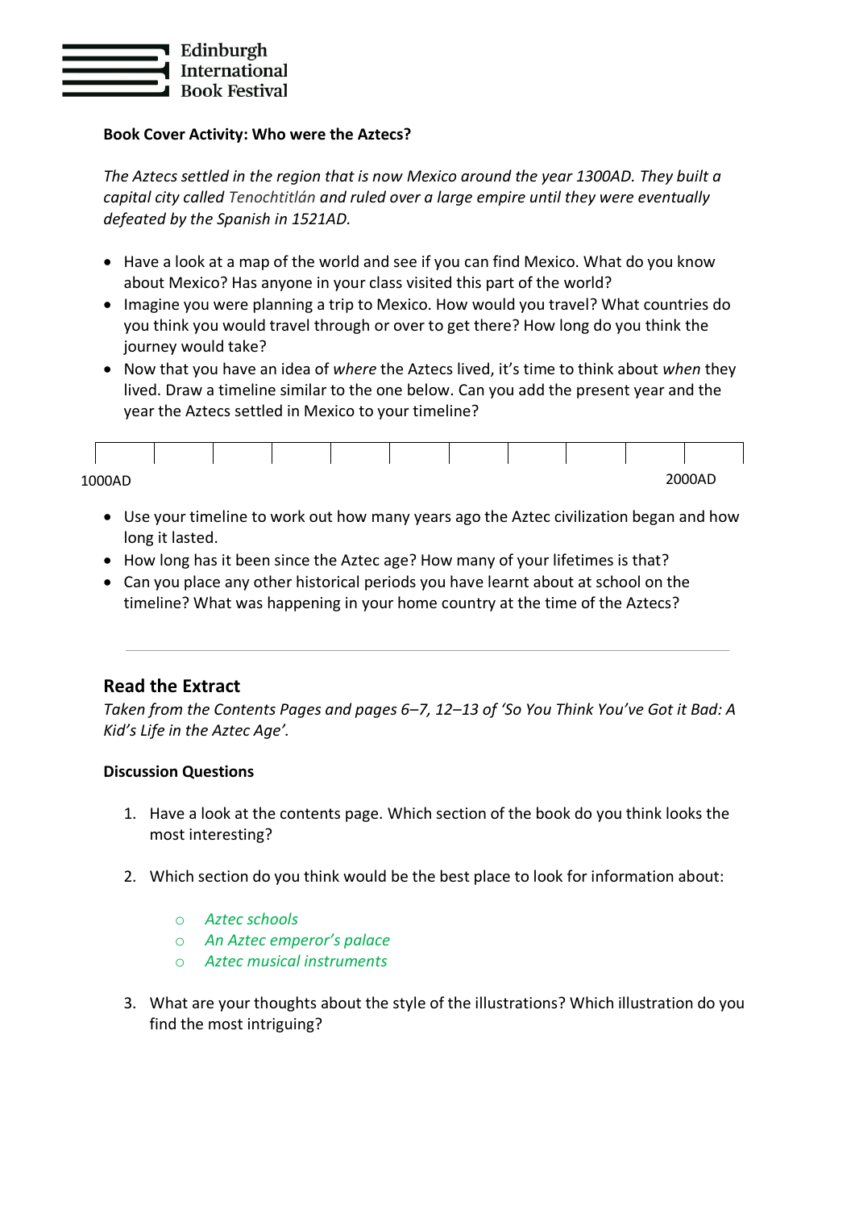**Book Cover Activity: Who were the Aztecs?**

*The Aztecs settled in the region that is now Mexico around the year 1300AD. They built a capital city called Tenochtitlán and ruled over a large empire until they were eventually defeated by the Spanish in 1521AD.*

- Have a look at a map of the world and see if you can find Mexico. What do you know about Mexico? Has anyone in your class visited this part of the world?
- Imagine you were planning a trip to Mexico. How would you travel? What countries do you think you would travel through or over to get there? How long do you think the journey would take?
- Now that you have an idea of *where* the Aztecs lived, it's time to think about *when* they lived. Draw a timeline similar to the one below. Can you add the present year and the year the Aztecs settled in Mexico to your timeline?

1000AD ——————————————————————————— 2000AD

- Use your timeline to work out how many years ago the Aztec civilization began and how long it lasted.
- How long has it been since the Aztec age? How many of your lifetimes is that?
- Can you place any other historical periods you have learnt about at school on the timeline? What was happening in your home country at the time of the Aztecs?

---

## Read the Extract

*Taken from the Contents Pages and pages 6–7, 12–13 of 'So You Think You've Got it Bad: A Kid's Life in the Aztec Age'.*

**Discussion Questions**

1. Have a look at the contents page. Which section of the book do you think looks the most interesting?

2. Which section do you think would be the best place to look for information about:

   - *Aztec schools*
   - *An Aztec emperor's palace*
   - *Aztec musical instruments*

3. What are your thoughts about the style of the illustrations? Which illustration do you find the most intriguing?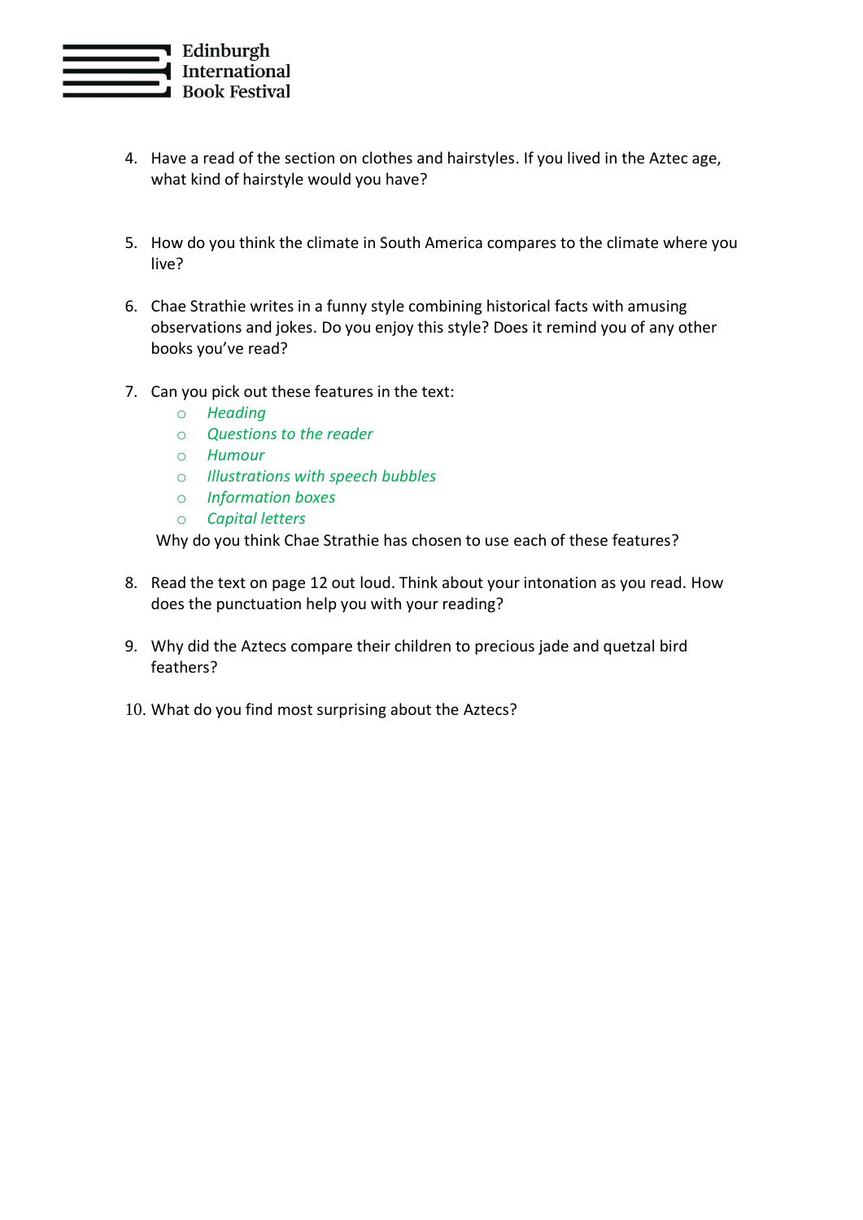4. Have a read of the section on clothes and hairstyles. If you lived in the Aztec age, what kind of hairstyle would you have?

5. How do you think the climate in South America compares to the climate where you live?

6. Chae Strathie writes in a funny style combining historical facts with amusing observations and jokes. Do you enjoy this style? Does it remind you of any other books you've read?

7. Can you pick out these features in the text:
   - *Heading*
   - *Questions to the reader*
   - *Humour*
   - *Illustrations with speech bubbles*
   - *Information boxes*
   - *Capital letters*

   Why do you think Chae Strathie has chosen to use each of these features?

8. Read the text on page 12 out loud. Think about your intonation as you read. How does the punctuation help you with your reading?

9. Why did the Aztecs compare their children to precious jade and quetzal bird feathers?

10. What do you find most surprising about the Aztecs?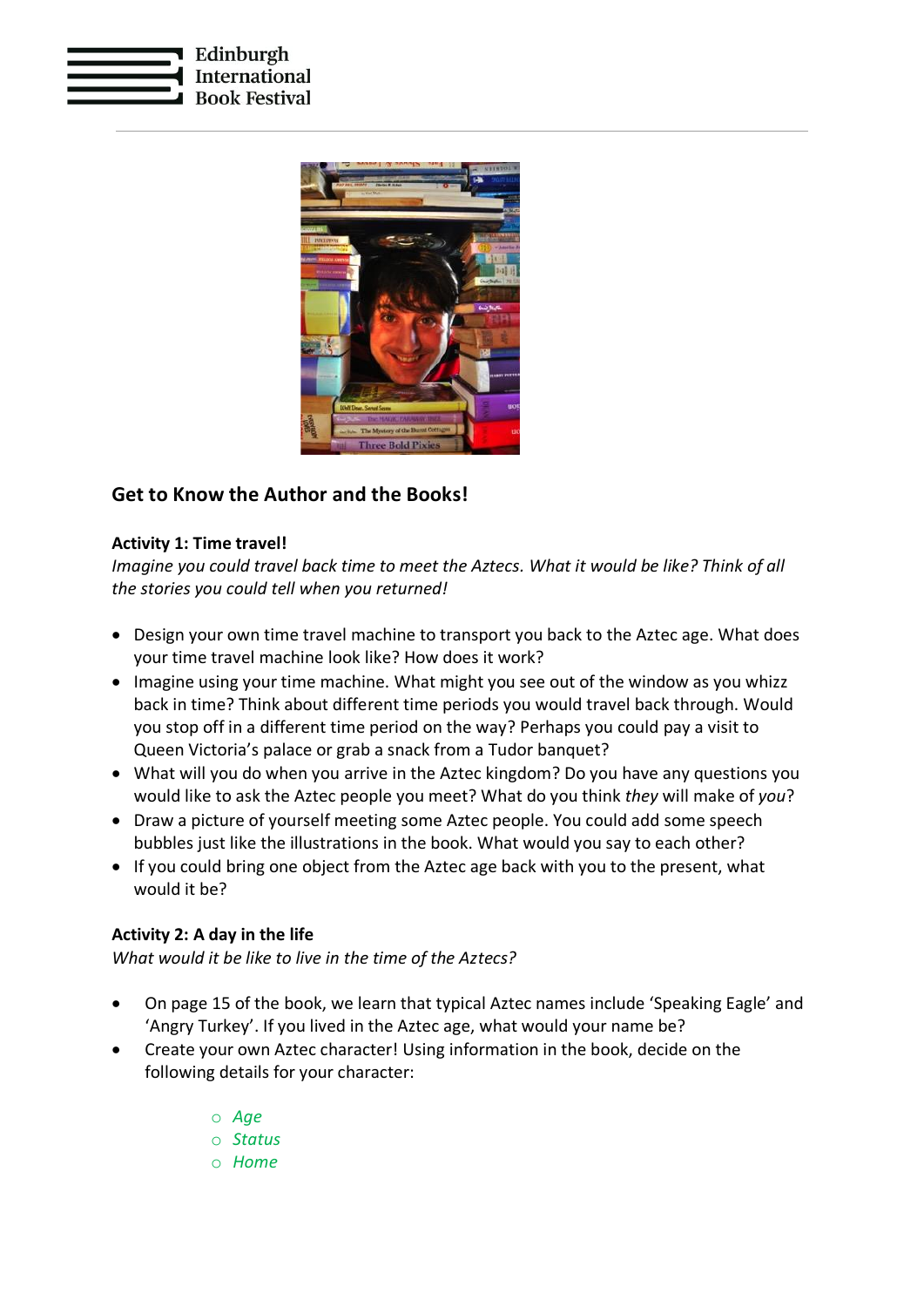## Get to Know the Author and the Books!

**Activity 1: Time travel!**

*Imagine you could travel back time to meet the Aztecs. What it would be like? Think of all the stories you could tell when you returned!*

- Design your own time travel machine to transport you back to the Aztec age. What does your time travel machine look like? How does it work?
- Imagine using your time machine. What might you see out of the window as you whizz back in time? Think about different time periods you would travel back through. Would you stop off in a different time period on the way? Perhaps you could pay a visit to Queen Victoria's palace or grab a snack from a Tudor banquet?
- What will you do when you arrive in the Aztec kingdom? Do you have any questions you would like to ask the Aztec people you meet? What do you think *they* will make of *you*?
- Draw a picture of yourself meeting some Aztec people. You could add some speech bubbles just like the illustrations in the book. What would you say to each other?
- If you could bring one object from the Aztec age back with you to the present, what would it be?

**Activity 2: A day in the life**

*What would it be like to live in the time of the Aztecs?*

- On page 15 of the book, we learn that typical Aztec names include 'Speaking Eagle' and 'Angry Turkey'. If you lived in the Aztec age, what would your name be?
- Create your own Aztec character! Using information in the book, decide on the following details for your character:
    - *Age*
    - *Status*
    - *Home*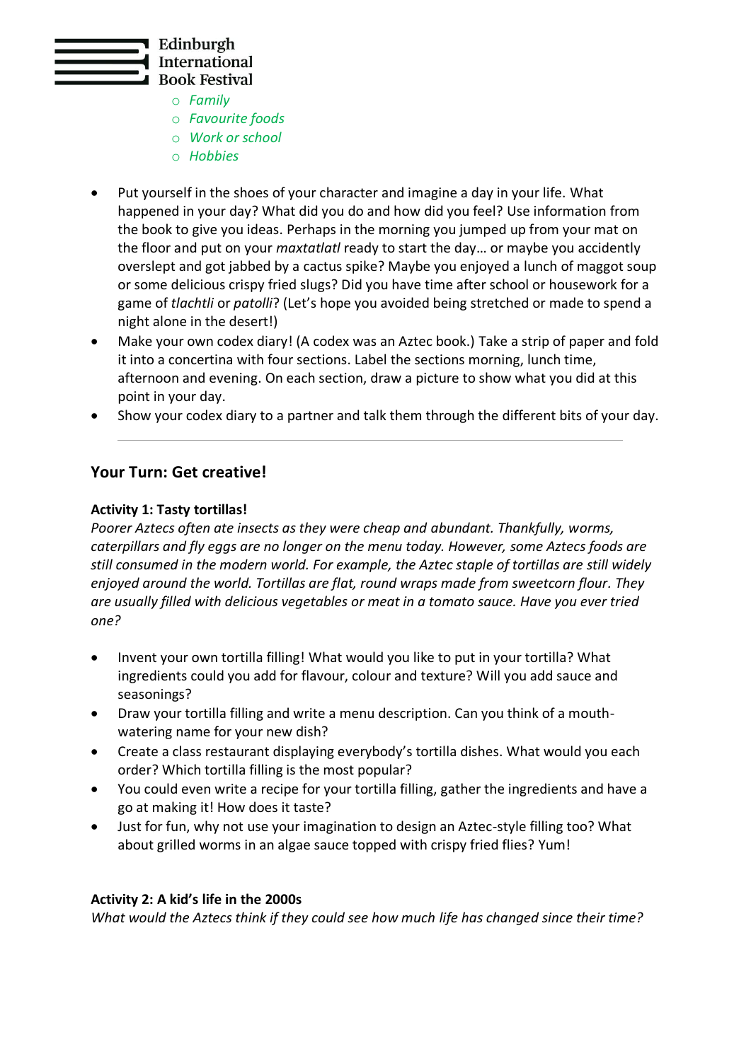- Family
  - Favourite foods
  - Work or school
  - Hobbies

- Put yourself in the shoes of your character and imagine a day in your life. What happened in your day? What did you do and how did you feel? Use information from the book to give you ideas. Perhaps in the morning you jumped up from your mat on the floor and put on your *maxtatlatl* ready to start the day… or maybe you accidently overslept and got jabbed by a cactus spike? Maybe you enjoyed a lunch of maggot soup or some delicious crispy fried slugs? Did you have time after school or housework for a game of *tlachtli* or *patolli*? (Let's hope you avoided being stretched or made to spend a night alone in the desert!)
- Make your own codex diary! (A codex was an Aztec book.) Take a strip of paper and fold it into a concertina with four sections. Label the sections morning, lunch time, afternoon and evening. On each section, draw a picture to show what you did at this point in your day.
- Show your codex diary to a partner and talk them through the different bits of your day.

---

## Your Turn: Get creative!

**Activity 1: Tasty tortillas!**

*Poorer Aztecs often ate insects as they were cheap and abundant. Thankfully, worms, caterpillars and fly eggs are no longer on the menu today. However, some Aztecs foods are still consumed in the modern world. For example, the Aztec staple of tortillas are still widely enjoyed around the world. Tortillas are flat, round wraps made from sweetcorn flour. They are usually filled with delicious vegetables or meat in a tomato sauce. Have you ever tried one?*

- Invent your own tortilla filling! What would you like to put in your tortilla? What ingredients could you add for flavour, colour and texture? Will you add sauce and seasonings?
- Draw your tortilla filling and write a menu description. Can you think of a mouth-watering name for your new dish?
- Create a class restaurant displaying everybody's tortilla dishes. What would you each order? Which tortilla filling is the most popular?
- You could even write a recipe for your tortilla filling, gather the ingredients and have a go at making it! How does it taste?
- Just for fun, why not use your imagination to design an Aztec-style filling too? What about grilled worms in an algae sauce topped with crispy fried flies? Yum!

**Activity 2: A kid's life in the 2000s**

*What would the Aztecs think if they could see how much life has changed since their time?*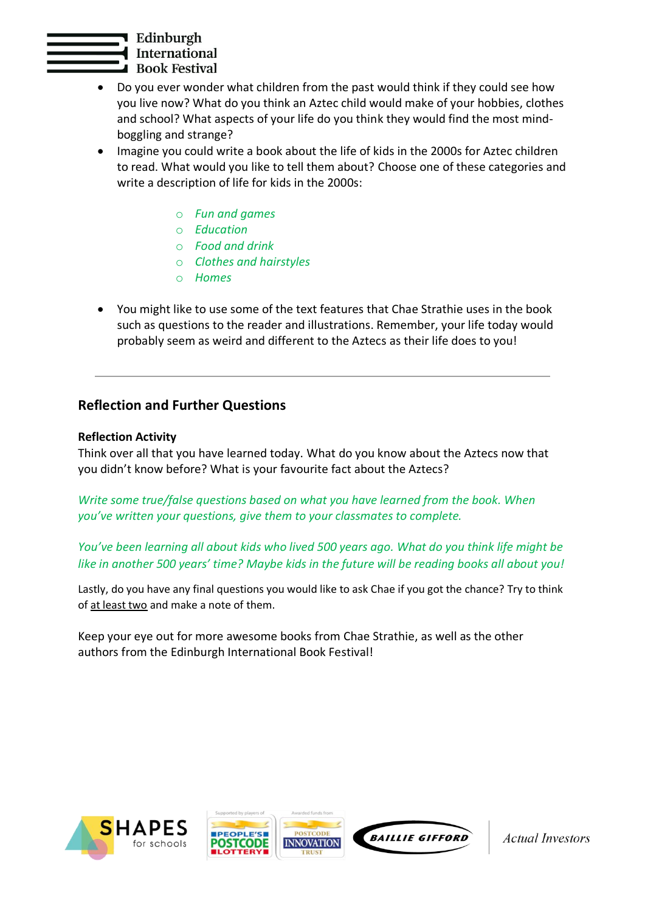- Do you ever wonder what children from the past would think if they could see how you live now? What do you think an Aztec child would make of your hobbies, clothes and school? What aspects of your life do you think they would find the most mind-boggling and strange?
- Imagine you could write a book about the life of kids in the 2000s for Aztec children to read. What would you like to tell them about? Choose one of these categories and write a description of life for kids in the 2000s:
    - *Fun and games*
    - *Education*
    - *Food and drink*
    - *Clothes and hairstyles*
    - *Homes*
- You might like to use some of the text features that Chae Strathie uses in the book such as questions to the reader and illustrations. Remember, your life today would probably seem as weird and different to the Aztecs as their life does to you!

---

## Reflection and Further Questions

**Reflection Activity**

Think over all that you have learned today. What do you know about the Aztecs now that you didn't know before? What is your favourite fact about the Aztecs?

*Write some true/false questions based on what you have learned from the book. When you've written your questions, give them to your classmates to complete.*

*You've been learning all about kids who lived 500 years ago. What do you think life might be like in another 500 years' time? Maybe kids in the future will be reading books all about you!*

Lastly, do you have any final questions you would like to ask Chae if you got the chance? Try to think of at least two and make a note of them.

Keep your eye out for more awesome books from Chae Strathie, as well as the other authors from the Edinburgh International Book Festival!